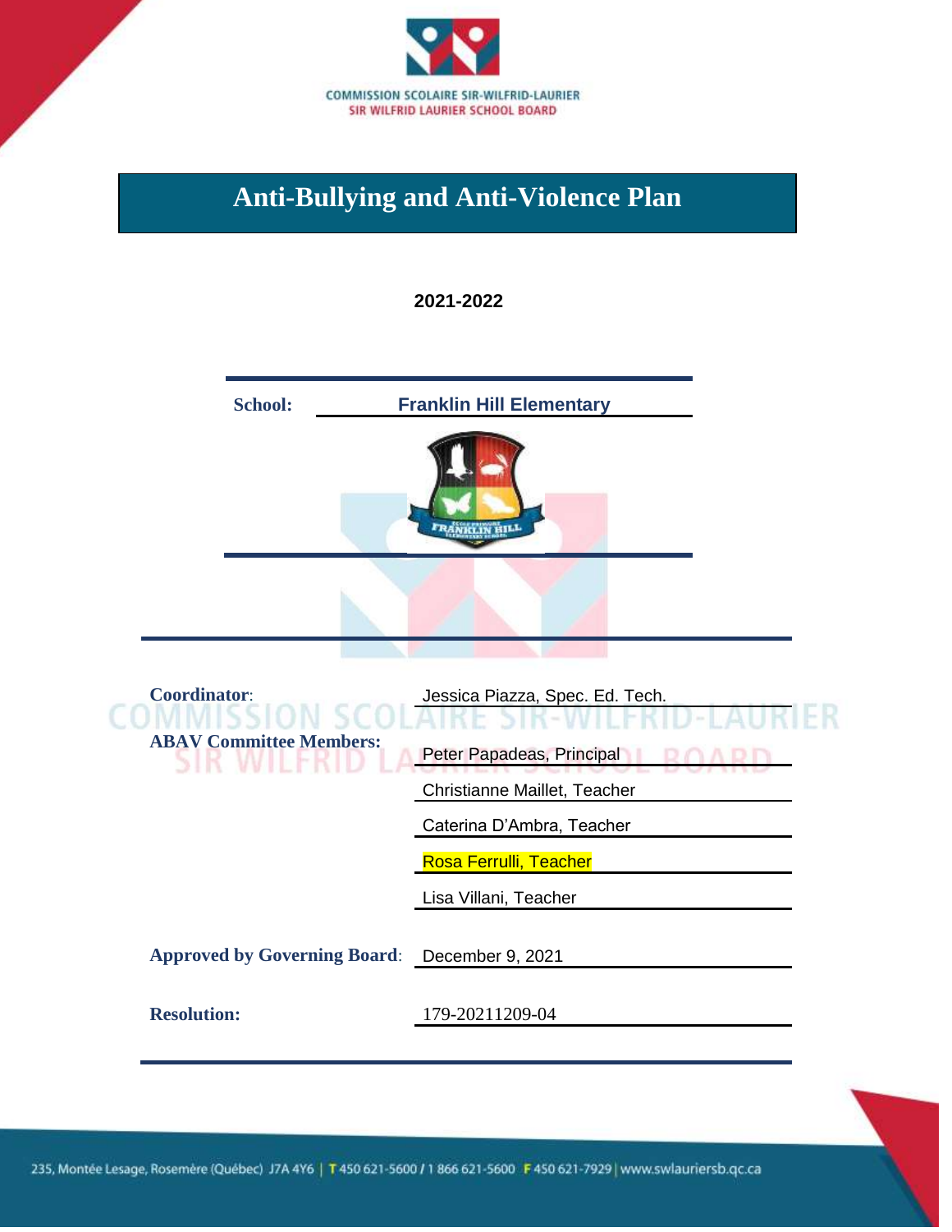COMMISSION SCOLAIRE SIR-WILFRID-LAURIER
SIR WILFRID LAURIER SCHOOL BOARD

# Anti-Bullying and Anti-Violence Plan

**2021-2022**

**School:** **Franklin Hill Elementary**

**Coordinator**: Jessica Piazza, Spec. Ed. Tech.

**ABAV Committee Members:**

Peter Papadeas, Principal

Christianne Maillet, Teacher

Caterina D'Ambra, Teacher

Rosa Ferrulli, Teacher

Lisa Villani, Teacher

**Approved by Governing Board**: December 9, 2021

**Resolution:** 179-20211209-04

235, Montée Lesage, Rosemère (Québec) J7A 4Y6 | T 450 621-5600 / 1 866 621-5600 F 450 621-7929 | www.swlauriersb.qc.ca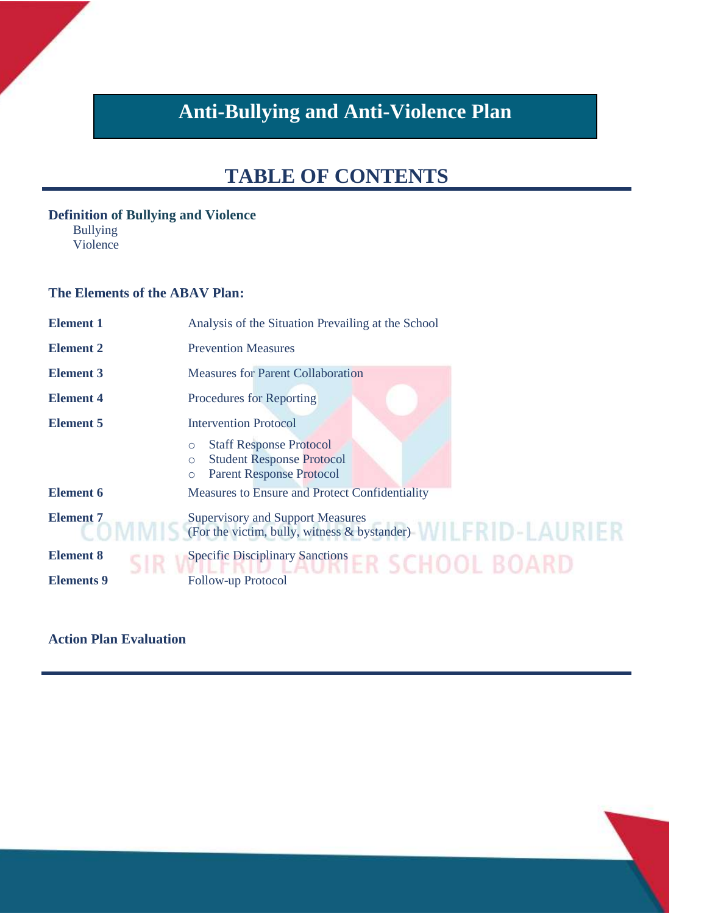# Anti-Bullying and Anti-Violence Plan

## TABLE OF CONTENTS

**Definition of Bullying and Violence**

- Bullying
- Violence

**The Elements of the ABAV Plan:**

| | |
|---|---|
| **Element 1** | Analysis of the Situation Prevailing at the School |
| **Element 2** | Prevention Measures |
| **Element 3** | Measures for Parent Collaboration |
| **Element 4** | Procedures for Reporting |
| **Element 5** | Intervention Protocol<br>○ Staff Response Protocol<br>○ Student Response Protocol<br>○ Parent Response Protocol |
| **Element 6** | Measures to Ensure and Protect Confidentiality |
| **Element 7** | Supervisory and Support Measures (For the victim, bully, witness & bystander) |
| **Element 8** | Specific Disciplinary Sanctions |
| **Elements 9** | Follow-up Protocol |

**Action Plan Evaluation**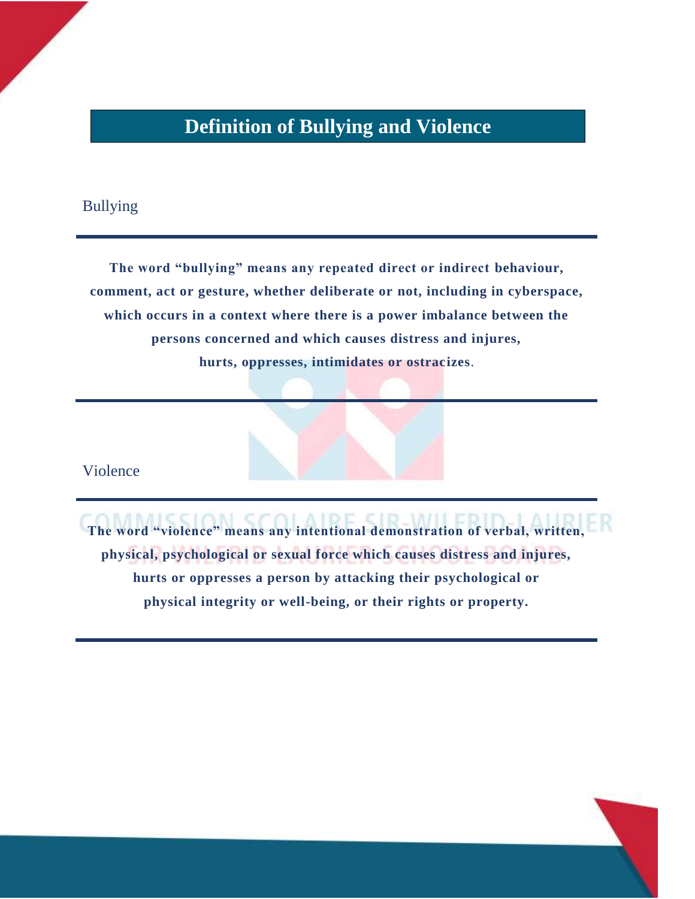# Definition of Bullying and Violence

## Bullying

**The word "bullying" means any repeated direct or indirect behaviour, comment, act or gesture, whether deliberate or not, including in cyberspace, which occurs in a context where there is a power imbalance between the persons concerned and which causes distress and injures, hurts, oppresses, intimidates or ostracizes.**

## Violence

**The word "violence" means any intentional demonstration of verbal, written, physical, psychological or sexual force which causes distress and injures, hurts or oppresses a person by attacking their psychological or physical integrity or well-being, or their rights or property.**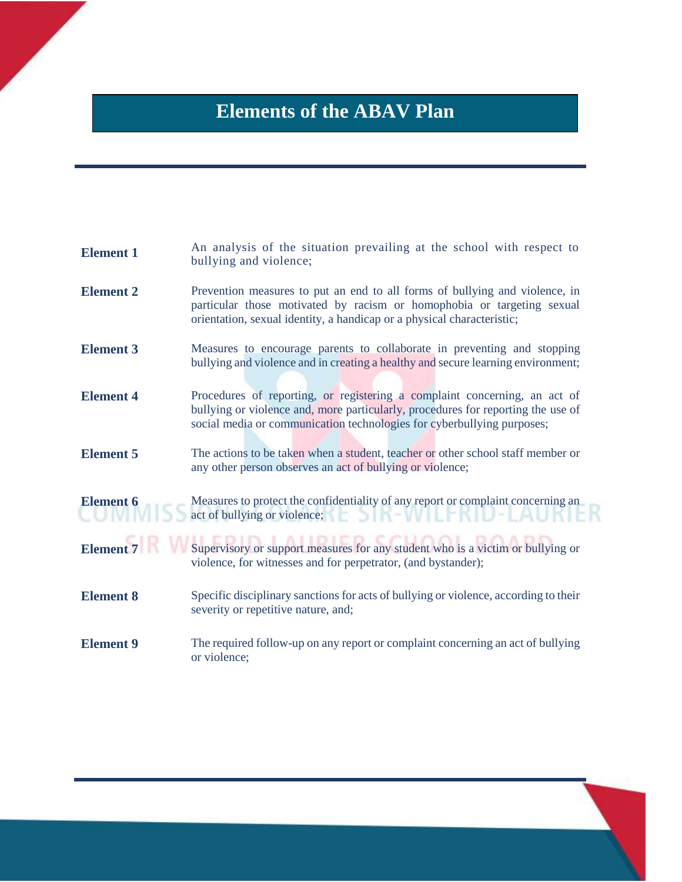# Elements of the ABAV Plan

| | |
|---|---|
| **Element 1** | An analysis of the situation prevailing at the school with respect to bullying and violence; |
| **Element 2** | Prevention measures to put an end to all forms of bullying and violence, in particular those motivated by racism or homophobia or targeting sexual orientation, sexual identity, a handicap or a physical characteristic; |
| **Element 3** | Measures to encourage parents to collaborate in preventing and stopping bullying and violence and in creating a healthy and secure learning environment; |
| **Element 4** | Procedures of reporting, or registering a complaint concerning, an act of bullying or violence and, more particularly, procedures for reporting the use of social media or communication technologies for cyberbullying purposes; |
| **Element 5** | The actions to be taken when a student, teacher or other school staff member or any other person observes an act of bullying or violence; |
| **Element 6** | Measures to protect the confidentiality of any report or complaint concerning an act of bullying or violence; |
| **Element 7** | Supervisory or support measures for any student who is a victim or bullying or violence, for witnesses and for perpetrator, (and bystander); |
| **Element 8** | Specific disciplinary sanctions for acts of bullying or violence, according to their severity or repetitive nature, and; |
| **Element 9** | The required follow-up on any report or complaint concerning an act of bullying or violence; |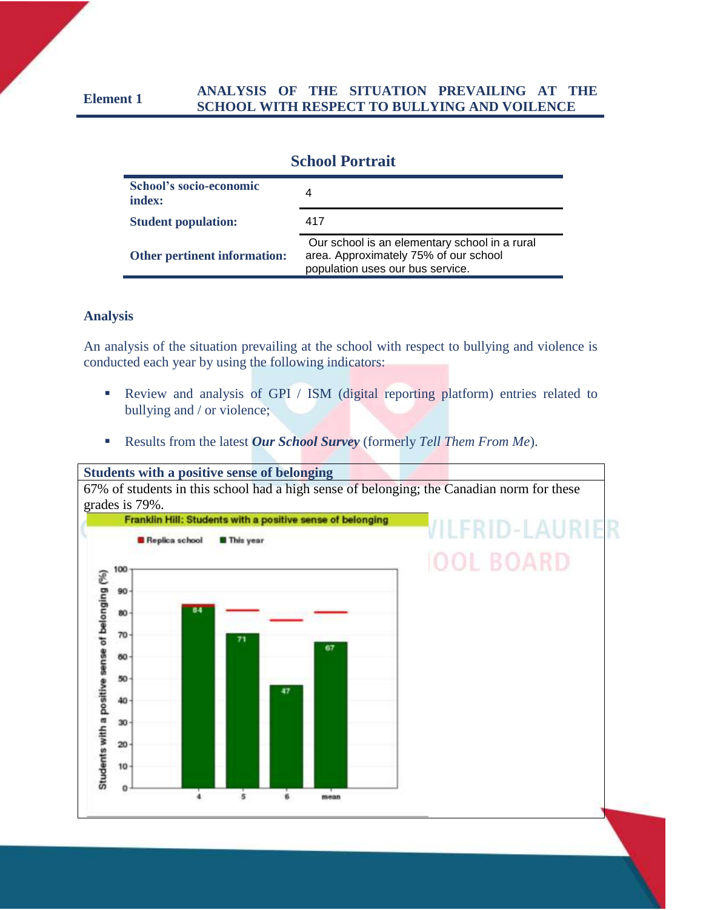**Element 1** **ANALYSIS OF THE SITUATION PREVAILING AT THE SCHOOL WITH RESPECT TO BULLYING AND VOILENCE**

## School Portrait

| | |
|---|---|
| **School's socio-economic index:** | 4 |
| **Student population:** | 417 |
| **Other pertinent information:** | Our school is an elementary school in a rural area. Approximately 75% of our school population uses our bus service. |

### Analysis

An analysis of the situation prevailing at the school with respect to bullying and violence is conducted each year by using the following indicators:

- Review and analysis of GPI / ISM (digital reporting platform) entries related to bullying and / or violence;
- Results from the latest ***Our School Survey*** (formerly *Tell Them From Me*).

**Students with a positive sense of belonging**

67% of students in this school had a high sense of belonging; the Canadian norm for these grades is 79%.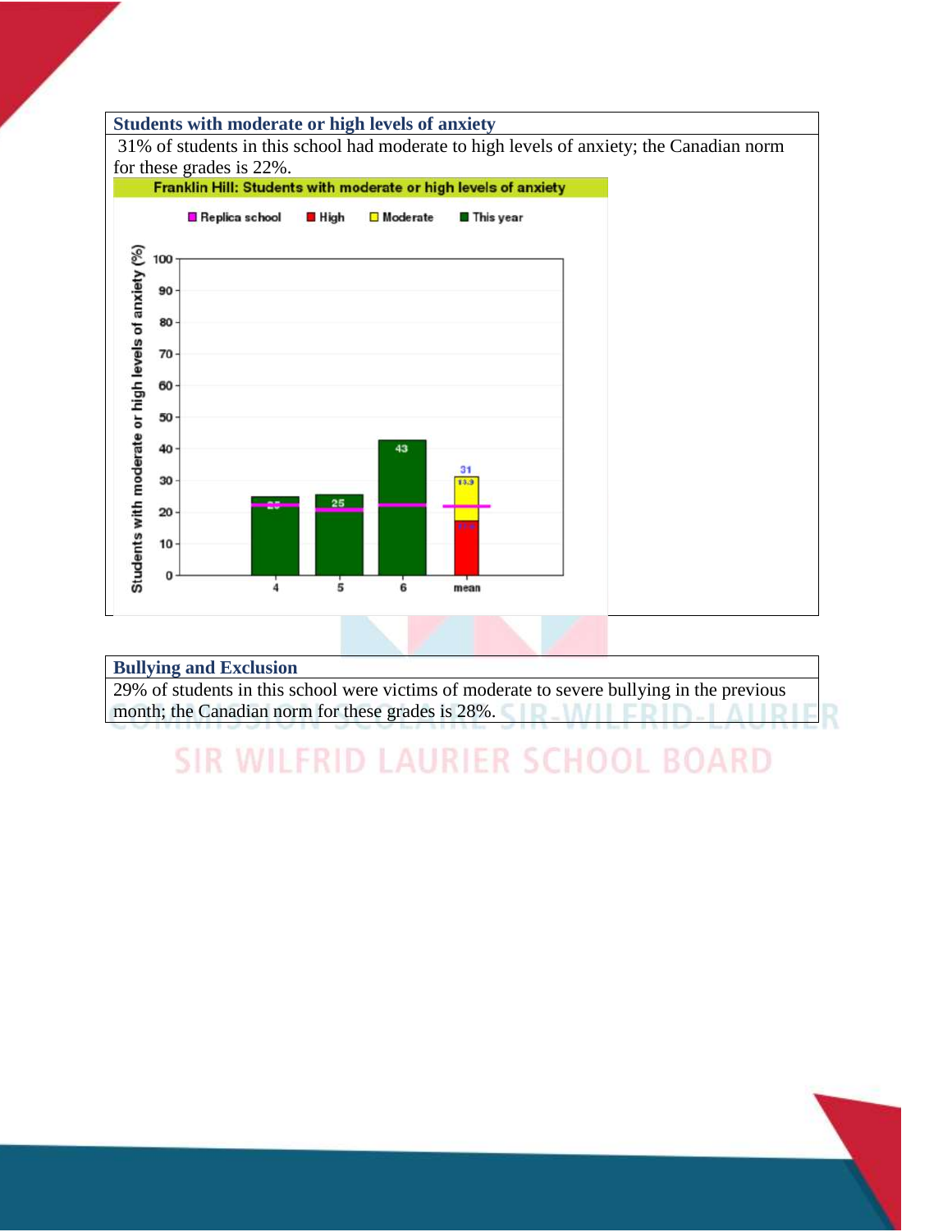### Students with moderate or high levels of anxiety

31% of students in this school had moderate to high levels of anxiety; the Canadian norm for these grades is 22%.

### Bullying and Exclusion

29% of students in this school were victims of moderate to severe bullying in the previous month; the Canadian norm for these grades is 28%.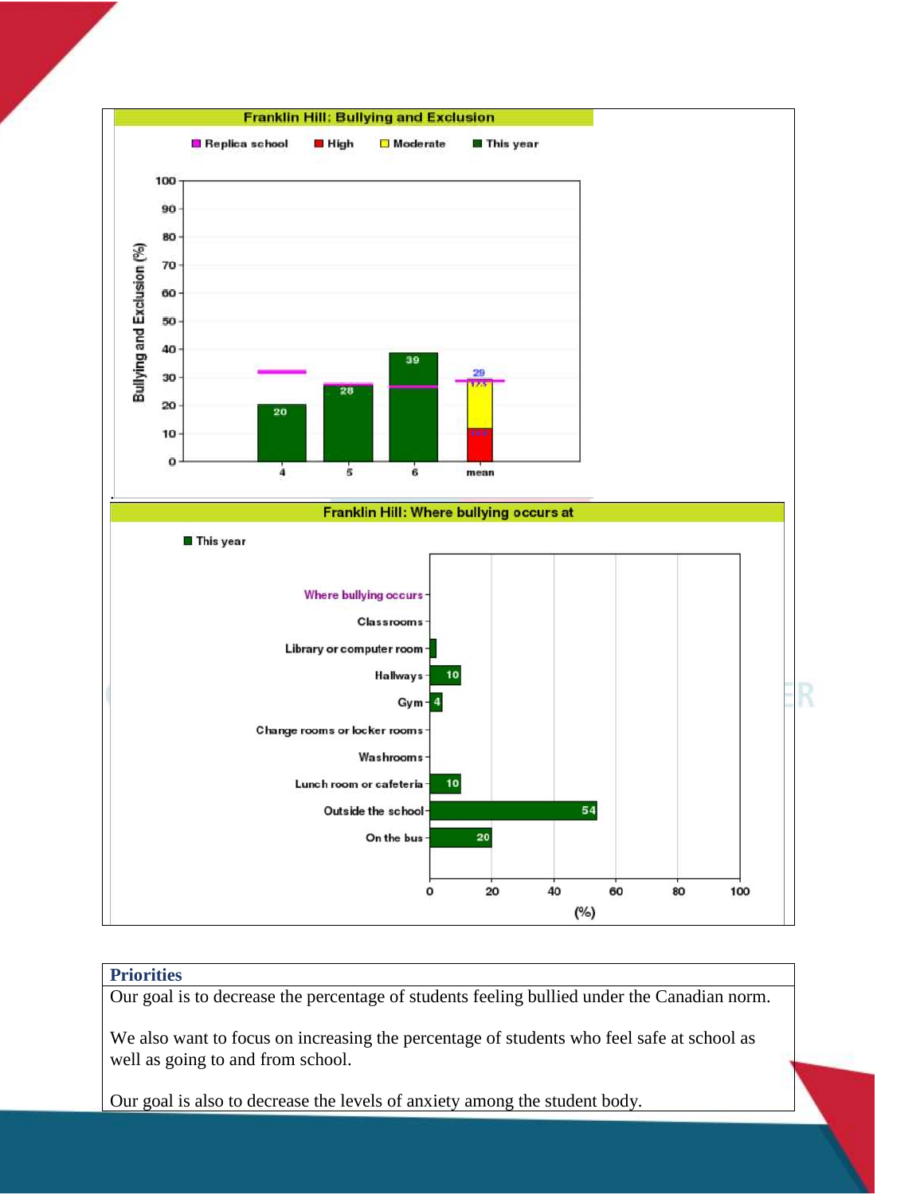**Franklin Hill: Bullying and Exclusion**

Legend: Replica school | High | Moderate | This year

| Grade | This year (%) |
|---|---|
| 4 | 20 |
| 5 | 28 |
| 6 | 39 |
| mean | 29 |

**Franklin Hill: Where bullying occurs at**

Legend: This year

| Where bullying occurs | This year (%) |
|---|---|
| Classrooms | |
| Library or computer room | |
| Hallways | 10 |
| Gym | 4 |
| Change rooms or locker rooms | |
| Washrooms | |
| Lunch room or cafeteria | 10 |
| Outside the school | 54 |
| On the bus | 20 |

## Priorities

Our goal is to decrease the percentage of students feeling bullied under the Canadian norm.

We also want to focus on increasing the percentage of students who feel safe at school as well as going to and from school.

Our goal is also to decrease the levels of anxiety among the student body.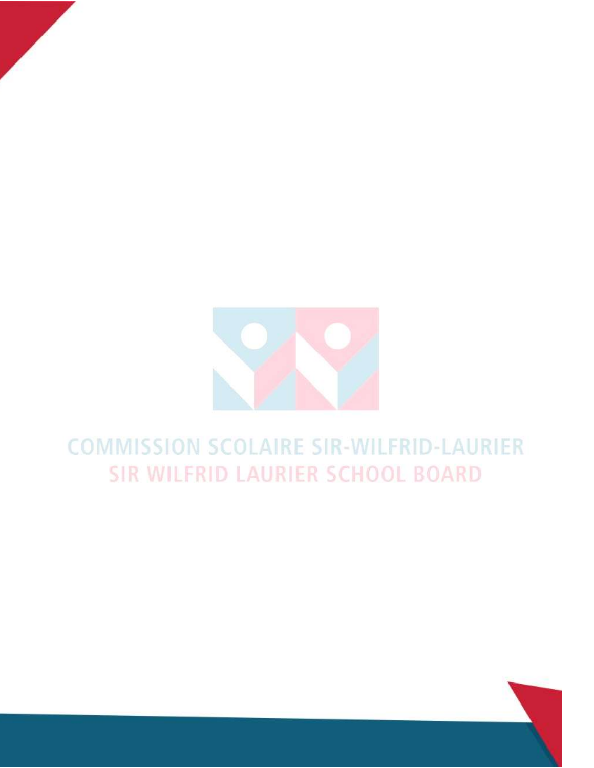COMMISSION SCOLAIRE SIR-WILFRID-LAURIER

SIR WILFRID LAURIER SCHOOL BOARD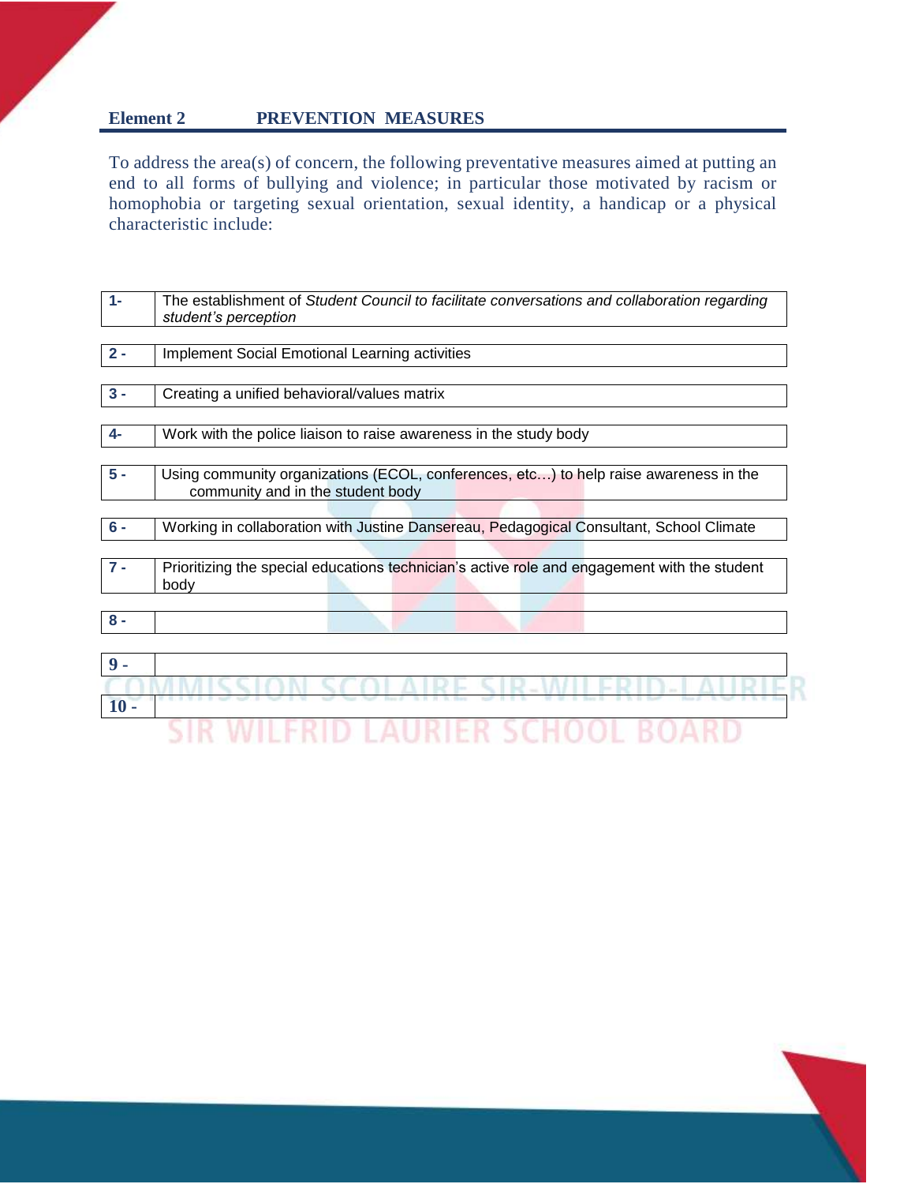## Element 2 PREVENTION MEASURES

To address the area(s) of concern, the following preventative measures aimed at putting an end to all forms of bullying and violence; in particular those motivated by racism or homophobia or targeting sexual orientation, sexual identity, a handicap or a physical characteristic include:

| | |
|---|---|
| 1- | The establishment of *Student Council to facilitate conversations and collaboration regarding student's perception* |
| 2 - | Implement Social Emotional Learning activities |
| 3 - | Creating a unified behavioral/values matrix |
| 4- | Work with the police liaison to raise awareness in the study body |
| 5 - | Using community organizations (ECOL, conferences, etc…) to help raise awareness in the community and in the student body |
| 6 - | Working in collaboration with Justine Dansereau, Pedagogical Consultant, School Climate |
| 7 - | Prioritizing the special educations technician's active role and engagement with the student body |
| 8 - | |
| 9 - | |
| 10 - | |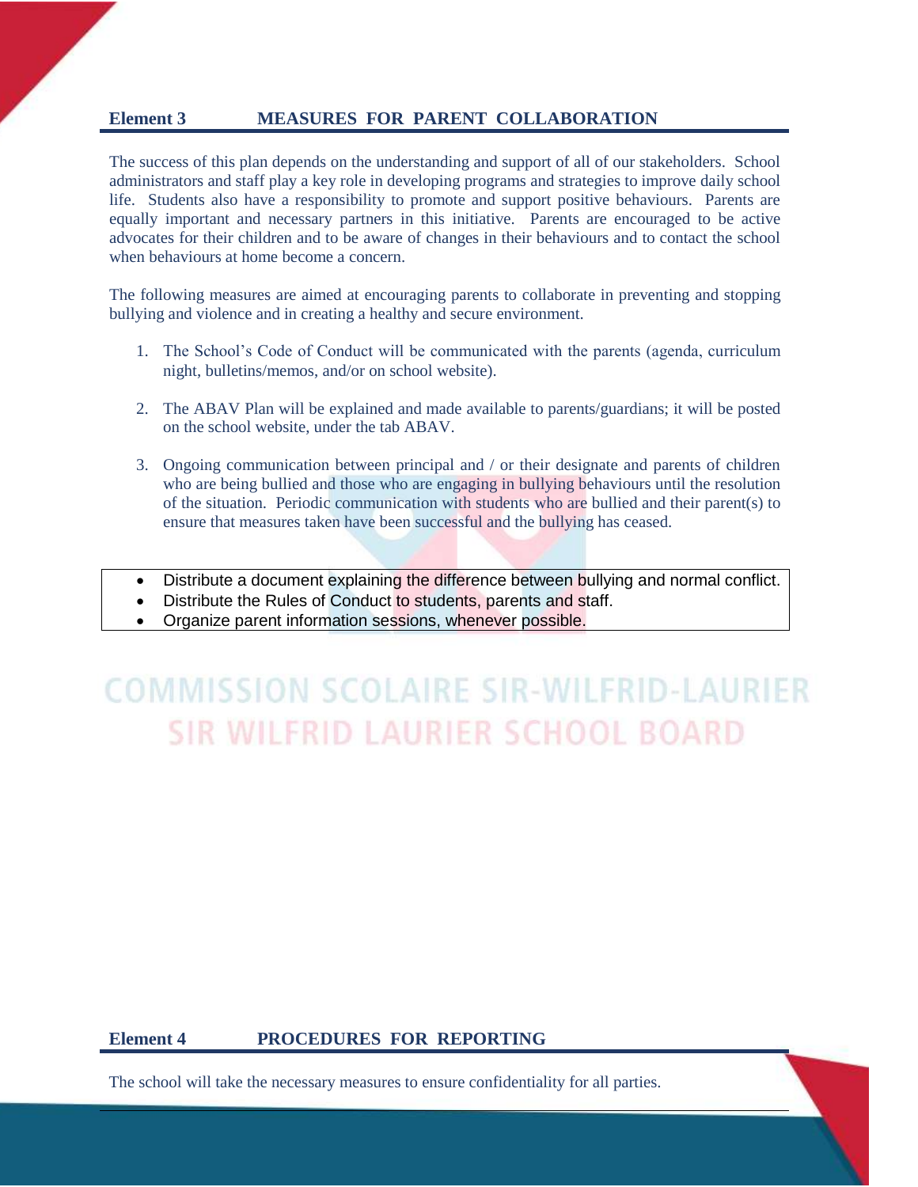## Element 3 MEASURES FOR PARENT COLLABORATION

The success of this plan depends on the understanding and support of all of our stakeholders. School administrators and staff play a key role in developing programs and strategies to improve daily school life. Students also have a responsibility to promote and support positive behaviours. Parents are equally important and necessary partners in this initiative. Parents are encouraged to be active advocates for their children and to be aware of changes in their behaviours and to contact the school when behaviours at home become a concern.

The following measures are aimed at encouraging parents to collaborate in preventing and stopping bullying and violence and in creating a healthy and secure environment.

1. The School's Code of Conduct will be communicated with the parents (agenda, curriculum night, bulletins/memos, and/or on school website).
2. The ABAV Plan will be explained and made available to parents/guardians; it will be posted on the school website, under the tab ABAV.
3. Ongoing communication between principal and / or their designate and parents of children who are being bullied and those who are engaging in bullying behaviours until the resolution of the situation. Periodic communication with students who are bullied and their parent(s) to ensure that measures taken have been successful and the bullying has ceased.

- Distribute a document explaining the difference between bullying and normal conflict.
- Distribute the Rules of Conduct to students, parents and staff.
- Organize parent information sessions, whenever possible.

## Element 4 PROCEDURES FOR REPORTING

The school will take the necessary measures to ensure confidentiality for all parties.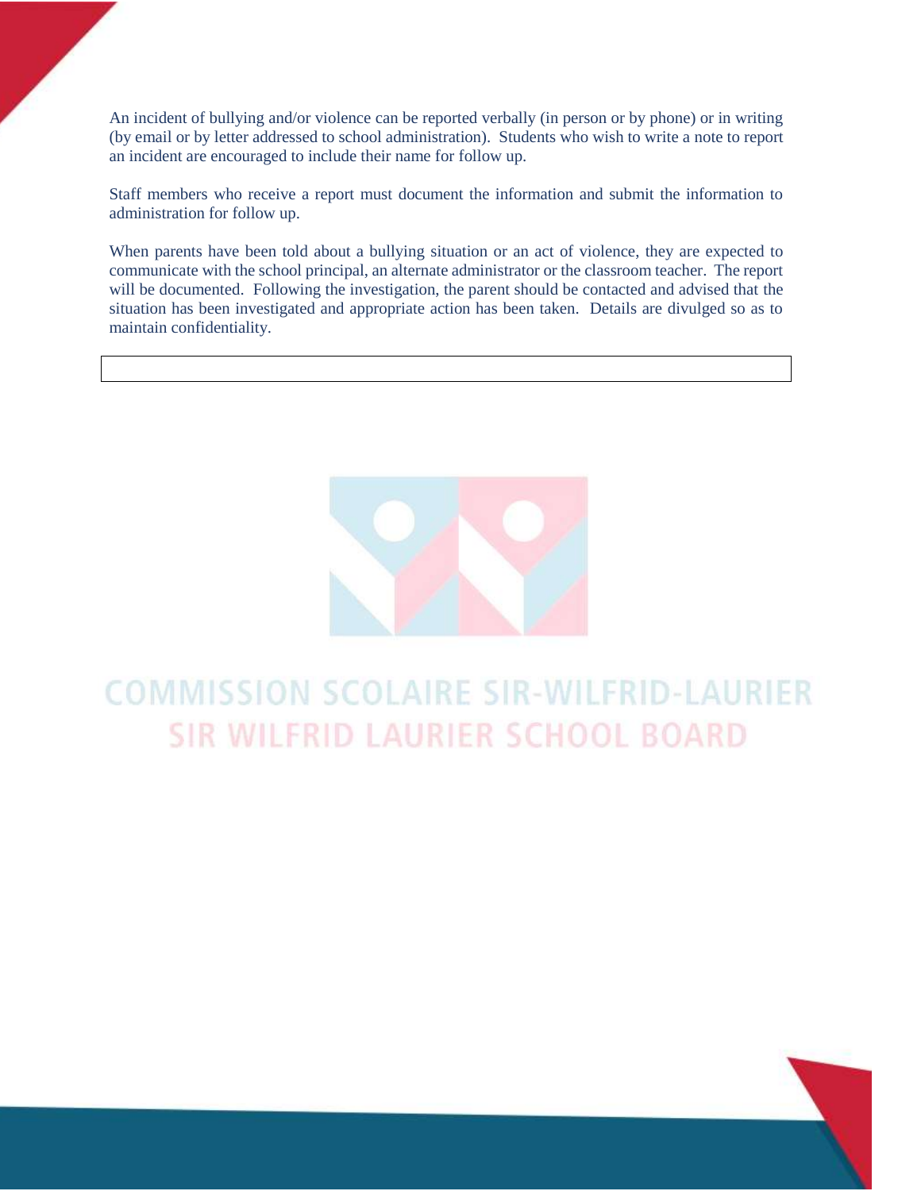An incident of bullying and/or violence can be reported verbally (in person or by phone) or in writing (by email or by letter addressed to school administration). Students who wish to write a note to report an incident are encouraged to include their name for follow up.

Staff members who receive a report must document the information and submit the information to administration for follow up.

When parents have been told about a bullying situation or an act of violence, they are expected to communicate with the school principal, an alternate administrator or the classroom teacher. The report will be documented. Following the investigation, the parent should be contacted and advised that the situation has been investigated and appropriate action has been taken. Details are divulged so as to maintain confidentiality.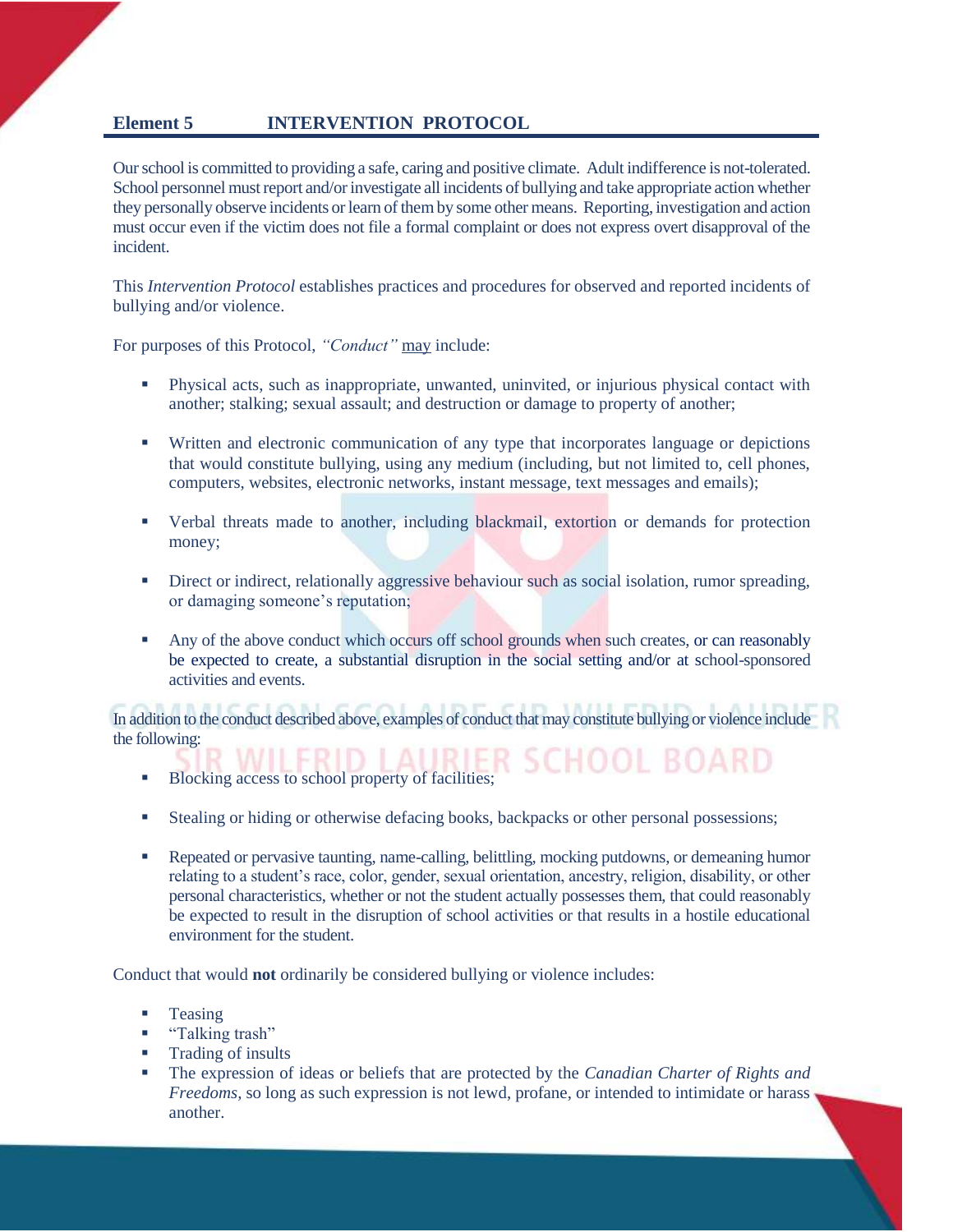## Element 5 INTERVENTION PROTOCOL

Our school is committed to providing a safe, caring and positive climate. Adult indifference is not-tolerated. School personnel must report and/or investigate all incidents of bullying and take appropriate action whether they personally observe incidents or learn of them by some other means. Reporting, investigation and action must occur even if the victim does not file a formal complaint or does not express overt disapproval of the incident.

This *Intervention Protocol* establishes practices and procedures for observed and reported incidents of bullying and/or violence.

For purposes of this Protocol, *"Conduct"* may include:

- Physical acts, such as inappropriate, unwanted, uninvited, or injurious physical contact with another; stalking; sexual assault; and destruction or damage to property of another;
- Written and electronic communication of any type that incorporates language or depictions that would constitute bullying, using any medium (including, but not limited to, cell phones, computers, websites, electronic networks, instant message, text messages and emails);
- Verbal threats made to another, including blackmail, extortion or demands for protection money;
- Direct or indirect, relationally aggressive behaviour such as social isolation, rumor spreading, or damaging someone's reputation;
- Any of the above conduct which occurs off school grounds when such creates, or can reasonably be expected to create, a substantial disruption in the social setting and/or at school-sponsored activities and events.

In addition to the conduct described above, examples of conduct that may constitute bullying or violence include the following:

- Blocking access to school property of facilities;
- Stealing or hiding or otherwise defacing books, backpacks or other personal possessions;
- Repeated or pervasive taunting, name-calling, belittling, mocking putdowns, or demeaning humor relating to a student's race, color, gender, sexual orientation, ancestry, religion, disability, or other personal characteristics, whether or not the student actually possesses them, that could reasonably be expected to result in the disruption of school activities or that results in a hostile educational environment for the student.

Conduct that would **not** ordinarily be considered bullying or violence includes:

- Teasing
- "Talking trash"
- Trading of insults
- The expression of ideas or beliefs that are protected by the *Canadian Charter of Rights and Freedoms*, so long as such expression is not lewd, profane, or intended to intimidate or harass another.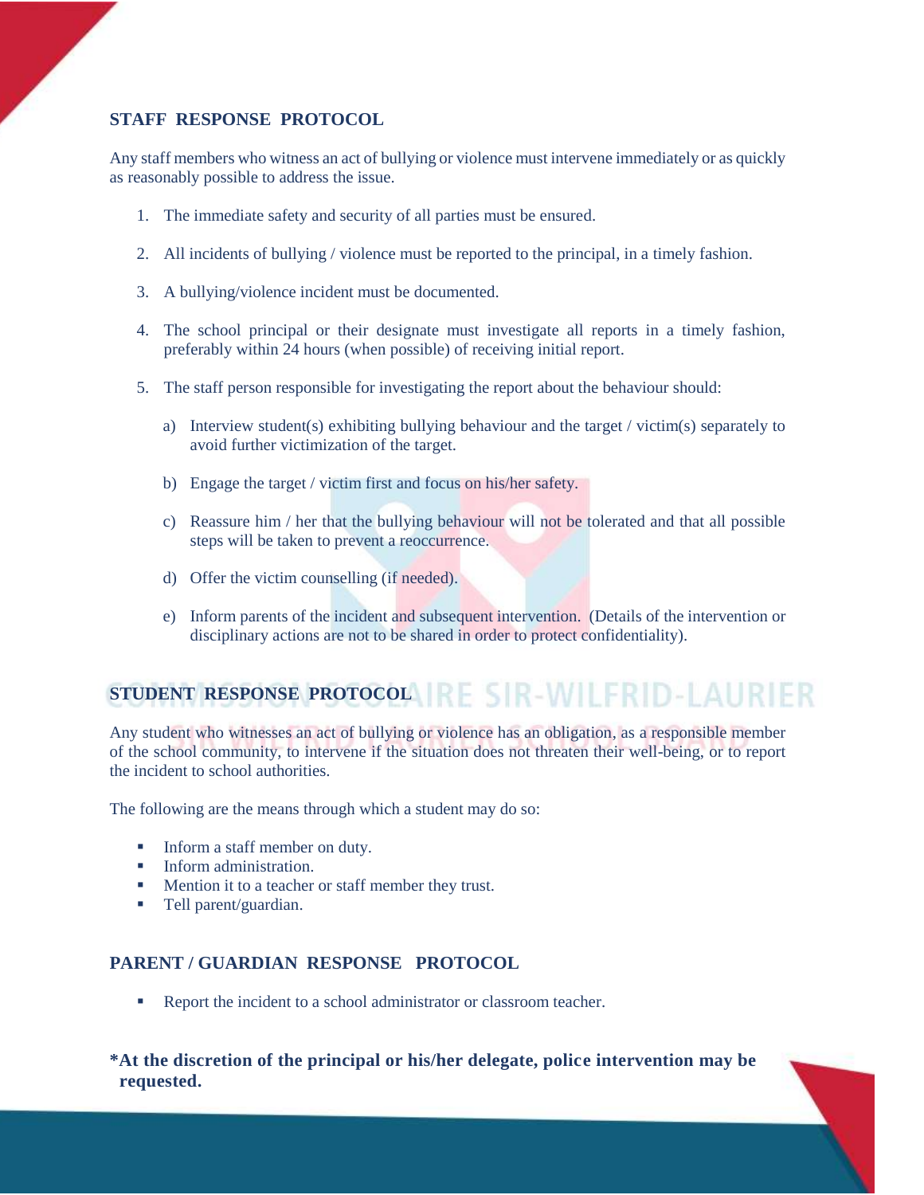## STAFF RESPONSE PROTOCOL

Any staff members who witness an act of bullying or violence must intervene immediately or as quickly as reasonably possible to address the issue.

1. The immediate safety and security of all parties must be ensured.
2. All incidents of bullying / violence must be reported to the principal, in a timely fashion.
3. A bullying/violence incident must be documented.
4. The school principal or their designate must investigate all reports in a timely fashion, preferably within 24 hours (when possible) of receiving initial report.
5. The staff person responsible for investigating the report about the behaviour should:
   a) Interview student(s) exhibiting bullying behaviour and the target / victim(s) separately to avoid further victimization of the target.
   b) Engage the target / victim first and focus on his/her safety.
   c) Reassure him / her that the bullying behaviour will not be tolerated and that all possible steps will be taken to prevent a reoccurrence.
   d) Offer the victim counselling (if needed).
   e) Inform parents of the incident and subsequent intervention. (Details of the intervention or disciplinary actions are not to be shared in order to protect confidentiality).

## STUDENT RESPONSE PROTOCOL

Any student who witnesses an act of bullying or violence has an obligation, as a responsible member of the school community, to intervene if the situation does not threaten their well-being, or to report the incident to school authorities.

The following are the means through which a student may do so:

- Inform a staff member on duty.
- Inform administration.
- Mention it to a teacher or staff member they trust.
- Tell parent/guardian.

## PARENT / GUARDIAN RESPONSE PROTOCOL

- Report the incident to a school administrator or classroom teacher.

**\*At the discretion of the principal or his/her delegate, police intervention may be requested.**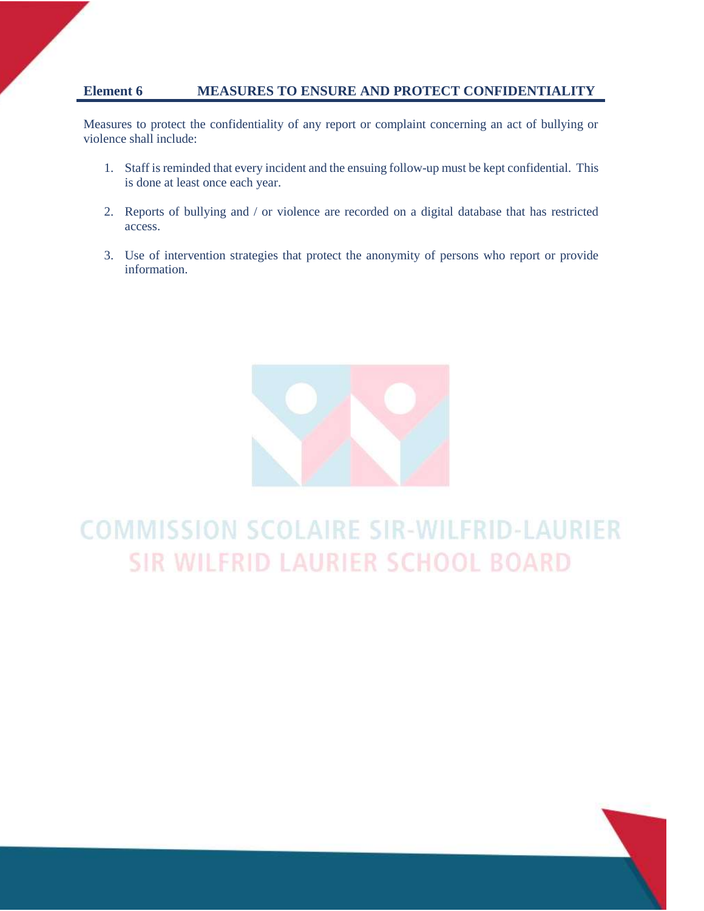## Element 6 MEASURES TO ENSURE AND PROTECT CONFIDENTIALITY

Measures to protect the confidentiality of any report or complaint concerning an act of bullying or violence shall include:

1. Staff is reminded that every incident and the ensuing follow-up must be kept confidential. This is done at least once each year.

2. Reports of bullying and / or violence are recorded on a digital database that has restricted access.

3. Use of intervention strategies that protect the anonymity of persons who report or provide information.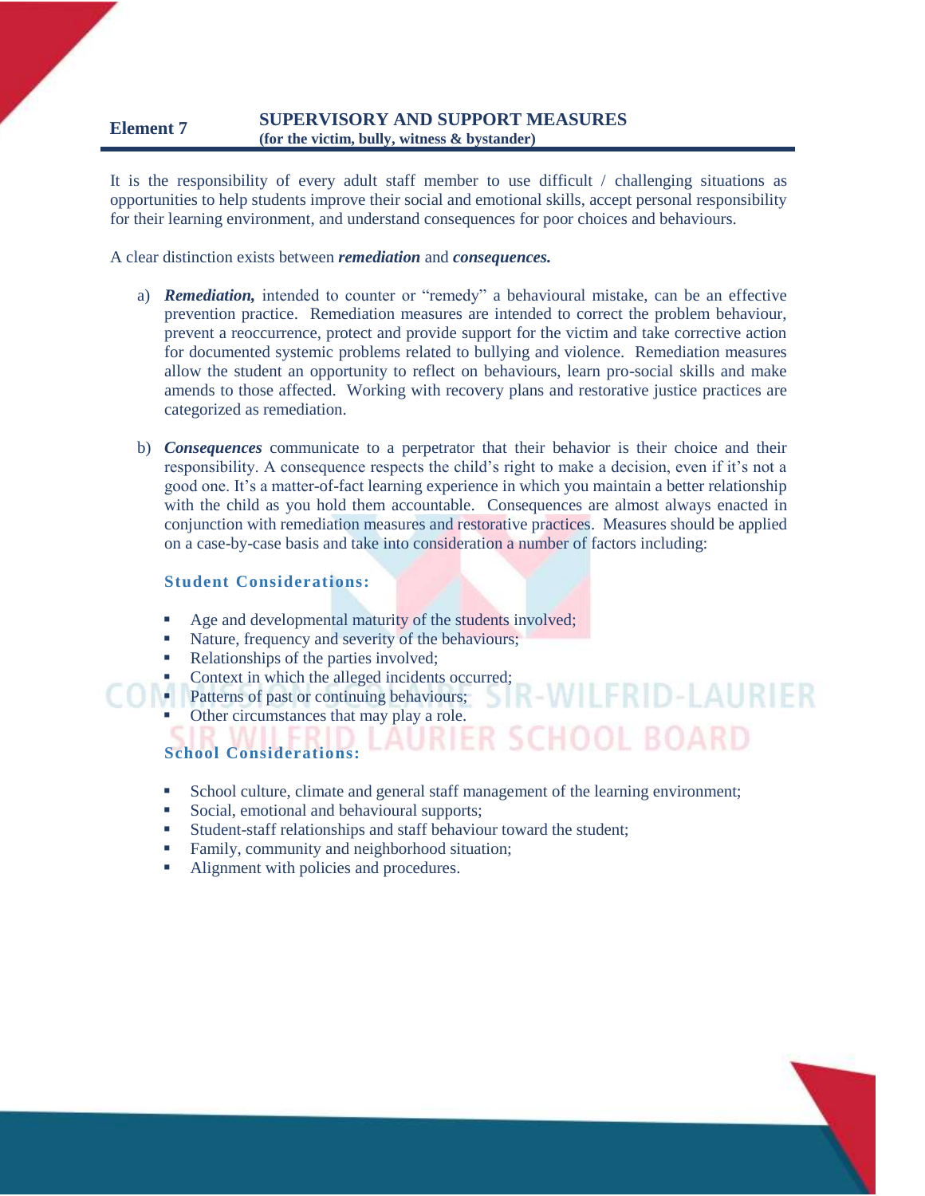## Element 7 SUPERVISORY AND SUPPORT MEASURES

**(for the victim, bully, witness & bystander)**

It is the responsibility of every adult staff member to use difficult / challenging situations as opportunities to help students improve their social and emotional skills, accept personal responsibility for their learning environment, and understand consequences for poor choices and behaviours.

A clear distinction exists between ***remediation*** and ***consequences.***

a) ***Remediation,*** intended to counter or "remedy" a behavioural mistake, can be an effective prevention practice. Remediation measures are intended to correct the problem behaviour, prevent a reoccurrence, protect and provide support for the victim and take corrective action for documented systemic problems related to bullying and violence. Remediation measures allow the student an opportunity to reflect on behaviours, learn pro-social skills and make amends to those affected. Working with recovery plans and restorative justice practices are categorized as remediation.

b) ***Consequences*** communicate to a perpetrator that their behavior is their choice and their responsibility. A consequence respects the child's right to make a decision, even if it's not a good one. It's a matter-of-fact learning experience in which you maintain a better relationship with the child as you hold them accountable. Consequences are almost always enacted in conjunction with remediation measures and restorative practices. Measures should be applied on a case-by-case basis and take into consideration a number of factors including:

**Student Considerations:**

- Age and developmental maturity of the students involved;
- Nature, frequency and severity of the behaviours;
- Relationships of the parties involved;
- Context in which the alleged incidents occurred;
- Patterns of past or continuing behaviours;
- Other circumstances that may play a role.

**School Considerations:**

- School culture, climate and general staff management of the learning environment;
- Social, emotional and behavioural supports;
- Student-staff relationships and staff behaviour toward the student;
- Family, community and neighborhood situation;
- Alignment with policies and procedures.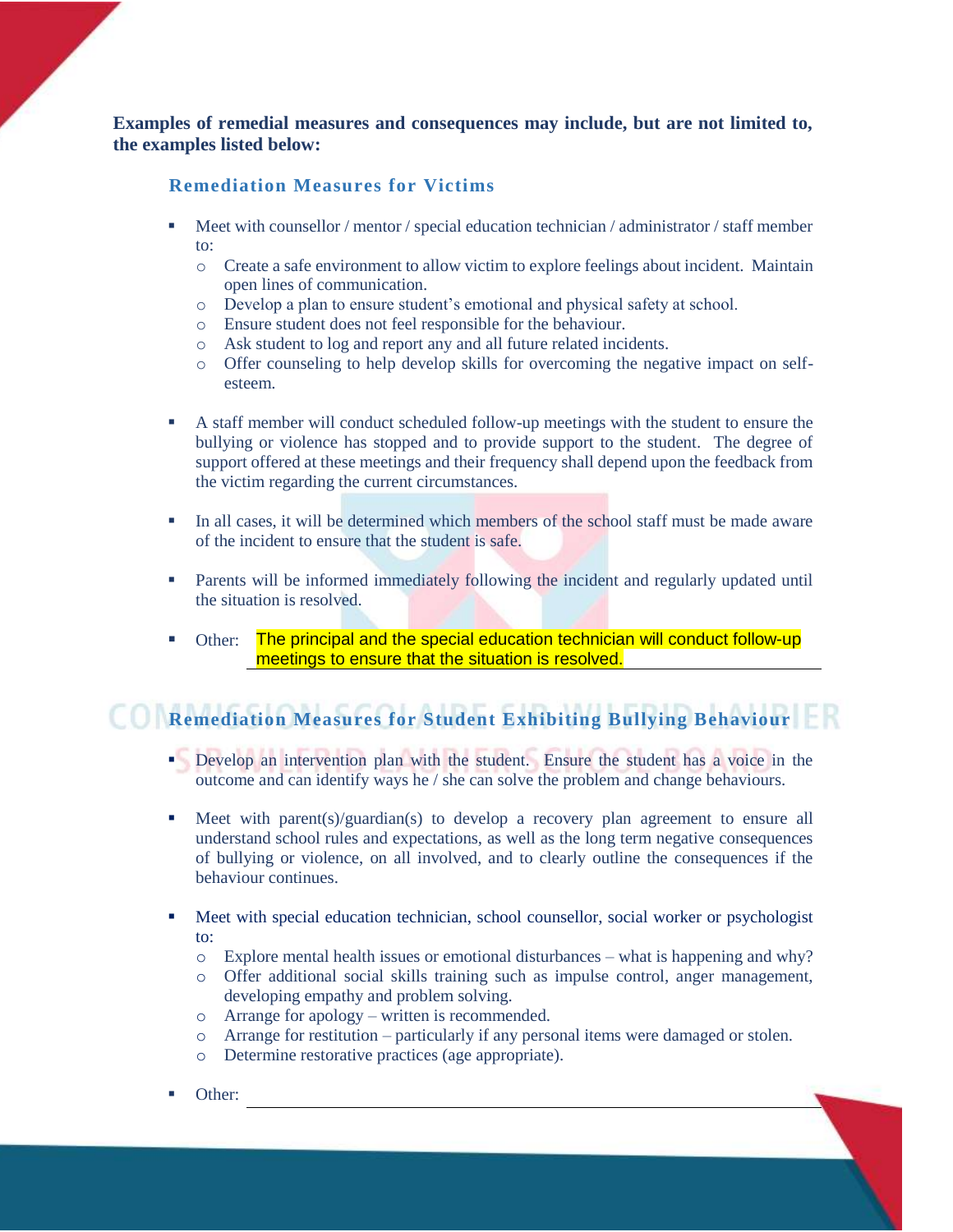**Examples of remedial measures and consequences may include, but are not limited to, the examples listed below:**

### Remediation Measures for Victims

- Meet with counsellor / mentor / special education technician / administrator / staff member to:
  - Create a safe environment to allow victim to explore feelings about incident. Maintain open lines of communication.
  - Develop a plan to ensure student's emotional and physical safety at school.
  - Ensure student does not feel responsible for the behaviour.
  - Ask student to log and report any and all future related incidents.
  - Offer counseling to help develop skills for overcoming the negative impact on self-esteem.

- A staff member will conduct scheduled follow-up meetings with the student to ensure the bullying or violence has stopped and to provide support to the student. The degree of support offered at these meetings and their frequency shall depend upon the feedback from the victim regarding the current circumstances.

- In all cases, it will be determined which members of the school staff must be made aware of the incident to ensure that the student is safe.

- Parents will be informed immediately following the incident and regularly updated until the situation is resolved.

- Other: The principal and the special education technician will conduct follow-up meetings to ensure that the situation is resolved.

### Remediation Measures for Student Exhibiting Bullying Behaviour

- Develop an intervention plan with the student. Ensure the student has a voice in the outcome and can identify ways he / she can solve the problem and change behaviours.

- Meet with parent(s)/guardian(s) to develop a recovery plan agreement to ensure all understand school rules and expectations, as well as the long term negative consequences of bullying or violence, on all involved, and to clearly outline the consequences if the behaviour continues.

- Meet with special education technician, school counsellor, social worker or psychologist to:
  - Explore mental health issues or emotional disturbances – what is happening and why?
  - Offer additional social skills training such as impulse control, anger management, developing empathy and problem solving.
  - Arrange for apology – written is recommended.
  - Arrange for restitution – particularly if any personal items were damaged or stolen.
  - Determine restorative practices (age appropriate).

- Other: ______________________________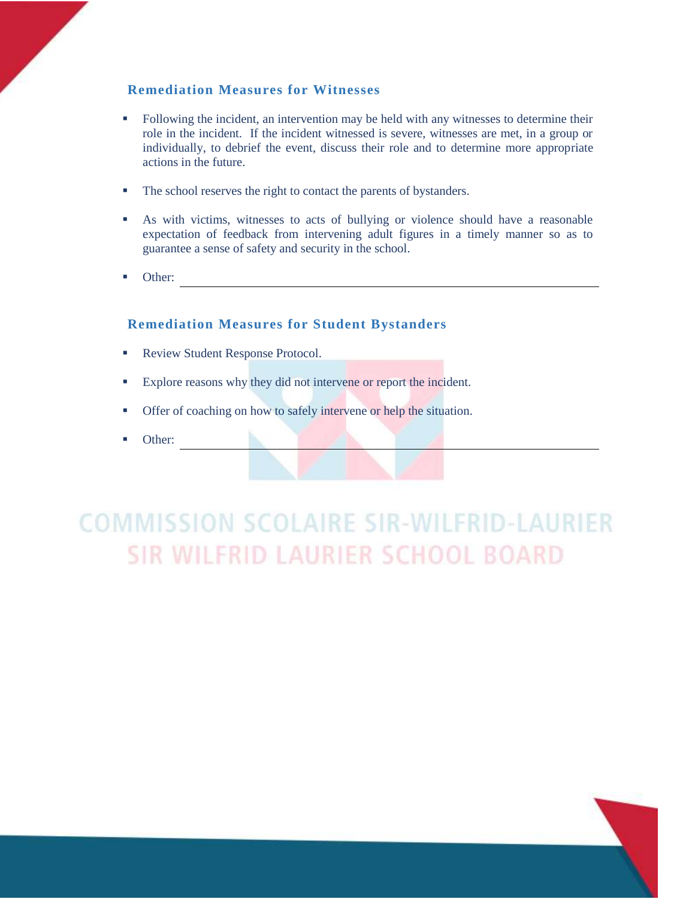## Remediation Measures for Witnesses

- Following the incident, an intervention may be held with any witnesses to determine their role in the incident. If the incident witnessed is severe, witnesses are met, in a group or individually, to debrief the event, discuss their role and to determine more appropriate actions in the future.
- The school reserves the right to contact the parents of bystanders.
- As with victims, witnesses to acts of bullying or violence should have a reasonable expectation of feedback from intervening adult figures in a timely manner so as to guarantee a sense of safety and security in the school.
- Other: ______________________________

## Remediation Measures for Student Bystanders

- Review Student Response Protocol.
- Explore reasons why they did not intervene or report the incident.
- Offer of coaching on how to safely intervene or help the situation.
- Other: ______________________________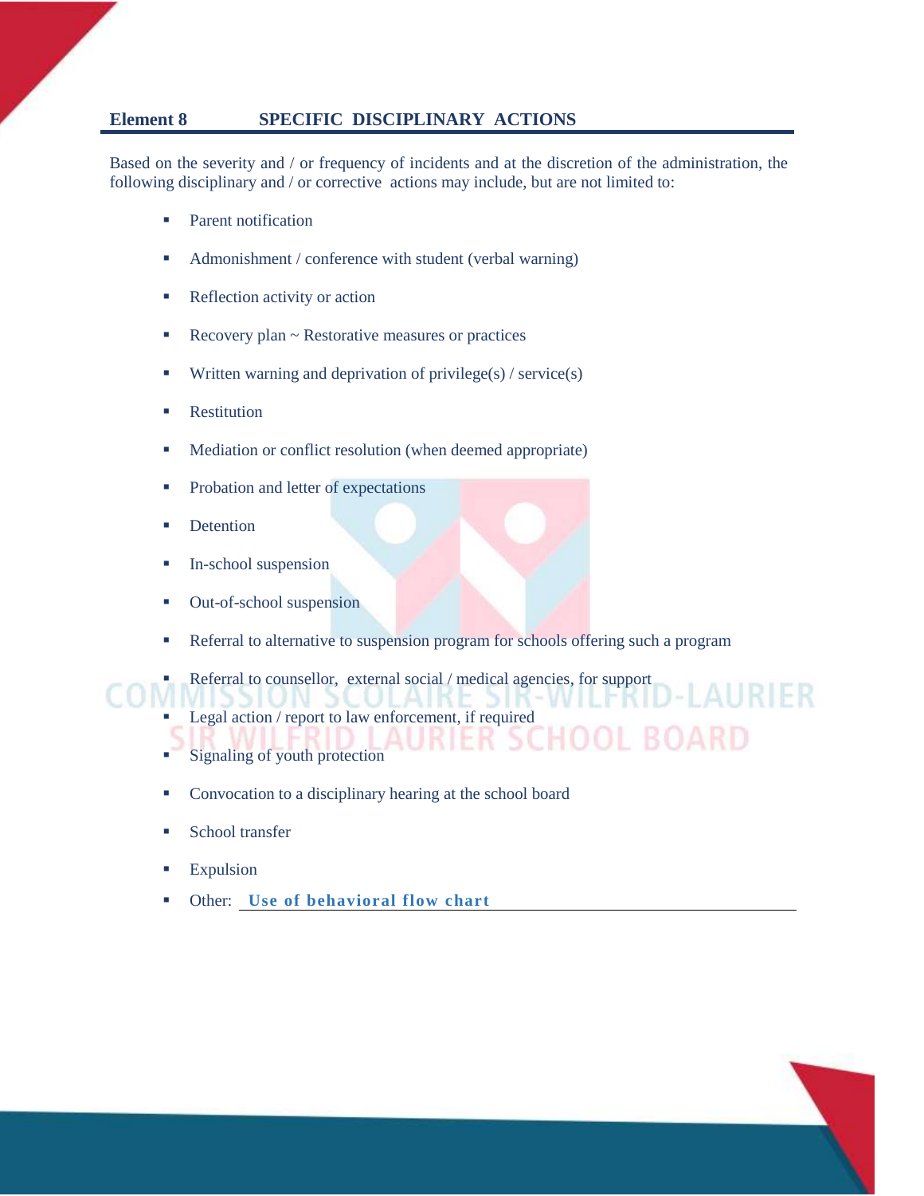## Element 8 SPECIFIC DISCIPLINARY ACTIONS

Based on the severity and / or frequency of incidents and at the discretion of the administration, the following disciplinary and / or corrective actions may include, but are not limited to:

- Parent notification
- Admonishment / conference with student (verbal warning)
- Reflection activity or action
- Recovery plan ~ Restorative measures or practices
- Written warning and deprivation of privilege(s) / service(s)
- Restitution
- Mediation or conflict resolution (when deemed appropriate)
- Probation and letter of expectations
- Detention
- In-school suspension
- Out-of-school suspension
- Referral to alternative to suspension program for schools offering such a program
- Referral to counsellor, external social / medical agencies, for support
- Legal action / report to law enforcement, if required
- Signaling of youth protection
- Convocation to a disciplinary hearing at the school board
- School transfer
- Expulsion
- Other: **Use of behavioral flow chart**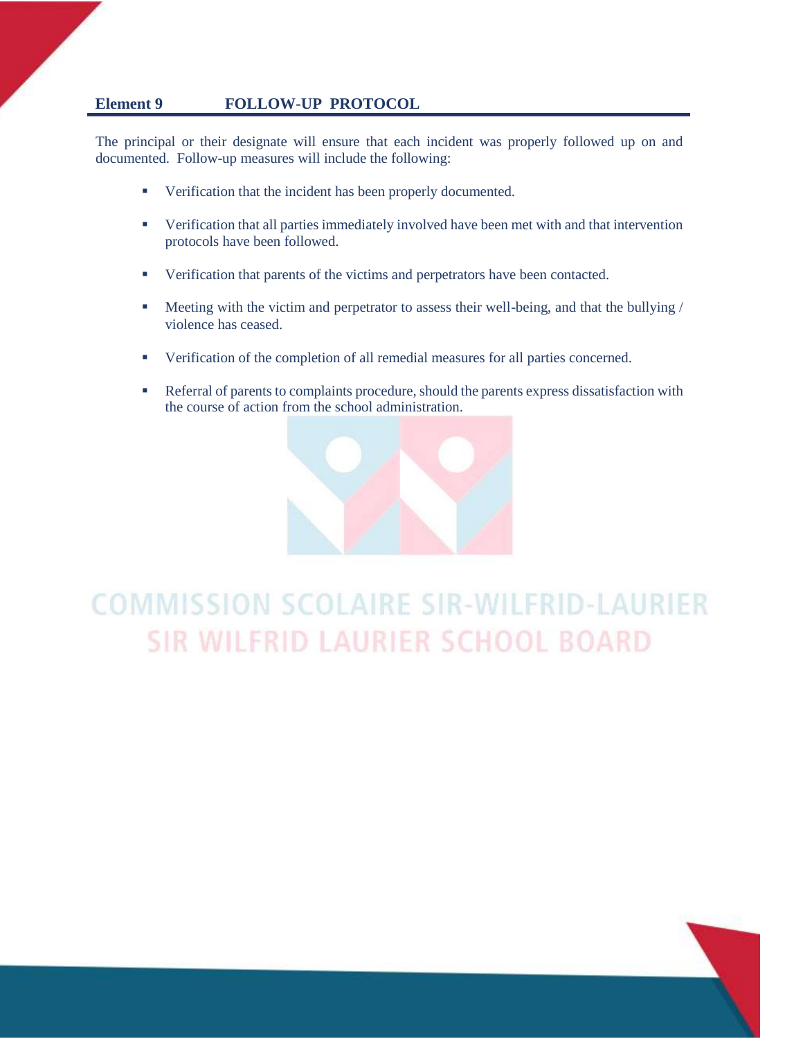## Element 9 FOLLOW-UP PROTOCOL

The principal or their designate will ensure that each incident was properly followed up on and documented. Follow-up measures will include the following:

- Verification that the incident has been properly documented.
- Verification that all parties immediately involved have been met with and that intervention protocols have been followed.
- Verification that parents of the victims and perpetrators have been contacted.
- Meeting with the victim and perpetrator to assess their well-being, and that the bullying / violence has ceased.
- Verification of the completion of all remedial measures for all parties concerned.
- Referral of parents to complaints procedure, should the parents express dissatisfaction with the course of action from the school administration.

COMMISSION SCOLAIRE SIR-WILFRID-LAURIER
SIR WILFRID LAURIER SCHOOL BOARD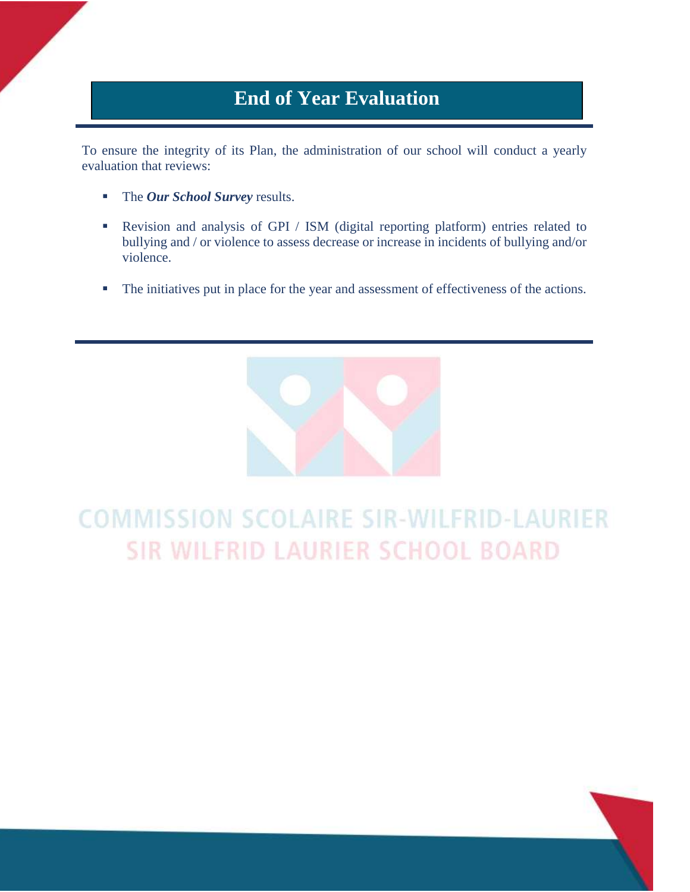# End of Year Evaluation

To ensure the integrity of its Plan, the administration of our school will conduct a yearly evaluation that reviews:

- The ***Our School Survey*** results.
- Revision and analysis of GPI / ISM (digital reporting platform) entries related to bullying and / or violence to assess decrease or increase in incidents of bullying and/or violence.
- The initiatives put in place for the year and assessment of effectiveness of the actions.

COMMISSION SCOLAIRE SIR-WILFRID-LAURIER
SIR WILFRID LAURIER SCHOOL BOARD